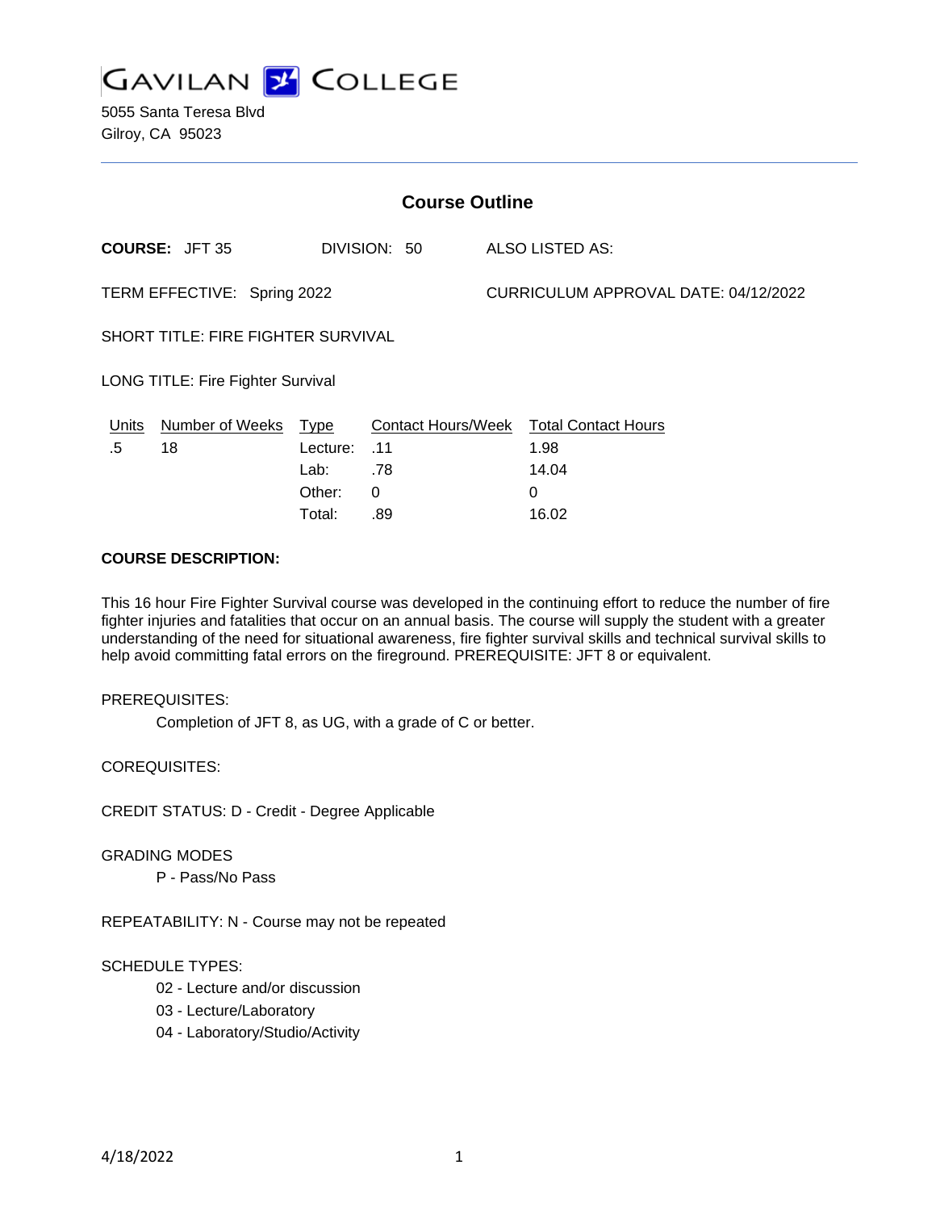# GAVILAN COLLEGE

5055 Santa Teresa Blvd
Gilroy, CA 95023

## Course Outline

**COURSE:** JFT 35 DIVISION: 50 ALSO LISTED AS:

TERM EFFECTIVE: Spring 2022 CURRICULUM APPROVAL DATE: 04/12/2022

SHORT TITLE: FIRE FIGHTER SURVIVAL

LONG TITLE: Fire Fighter Survival

| Units | Number of Weeks | Type | Contact Hours/Week | Total Contact Hours |
|---|---|---|---|---|
| .5 | 18 | Lecture: | .11 | 1.98 |
| | | Lab: | .78 | 14.04 |
| | | Other: | 0 | 0 |
| | | Total: | .89 | 16.02 |

**COURSE DESCRIPTION:**

This 16 hour Fire Fighter Survival course was developed in the continuing effort to reduce the number of fire fighter injuries and fatalities that occur on an annual basis. The course will supply the student with a greater understanding of the need for situational awareness, fire fighter survival skills and technical survival skills to help avoid committing fatal errors on the fireground. PREREQUISITE: JFT 8 or equivalent.

PREREQUISITES:

Completion of JFT 8, as UG, with a grade of C or better.

COREQUISITES:

CREDIT STATUS: D - Credit - Degree Applicable

GRADING MODES

P - Pass/No Pass

REPEATABILITY: N - Course may not be repeated

SCHEDULE TYPES:

02 - Lecture and/or discussion
03 - Lecture/Laboratory
04 - Laboratory/Studio/Activity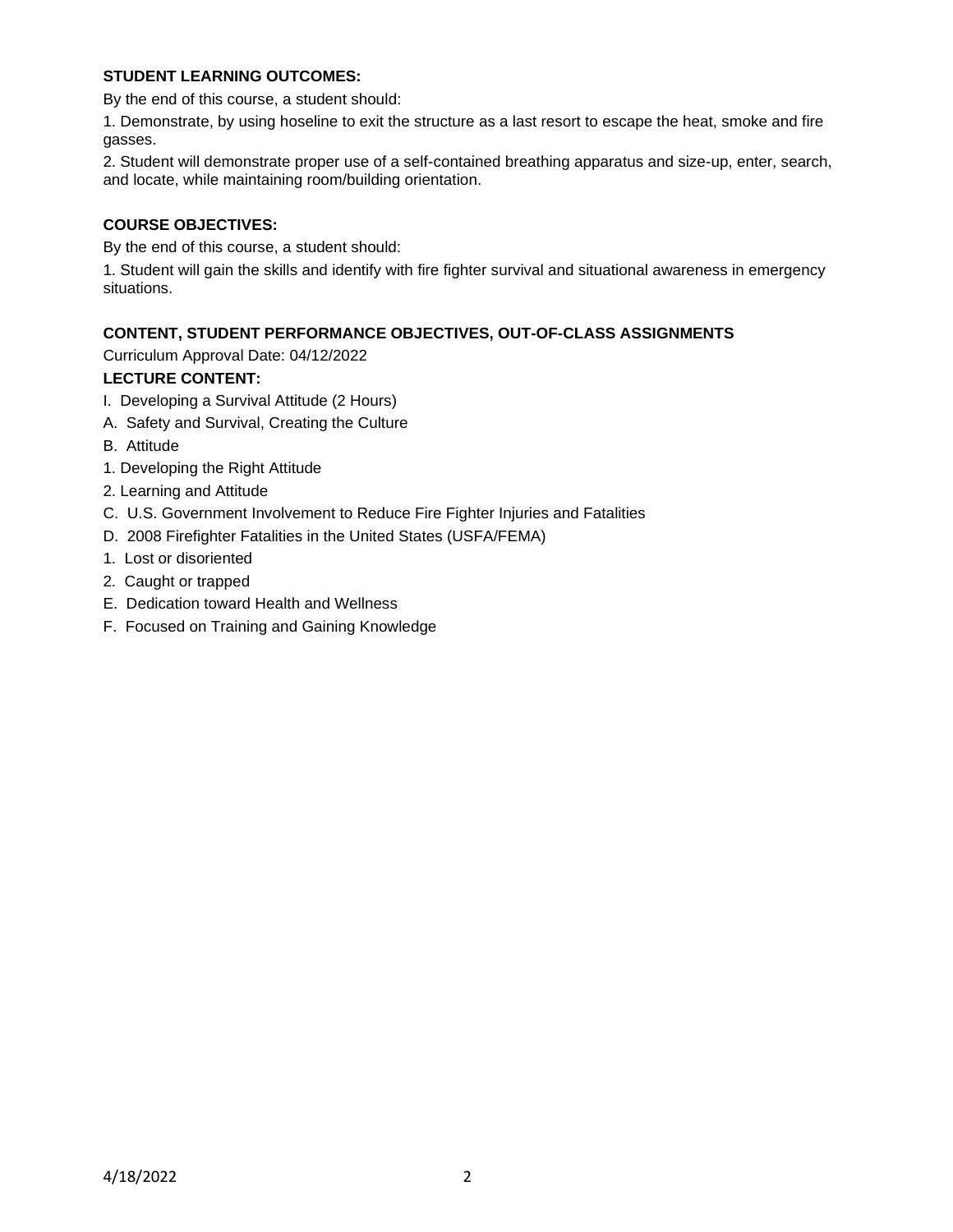**STUDENT LEARNING OUTCOMES:**

By the end of this course, a student should:

1. Demonstrate, by using hoseline to exit the structure as a last resort to escape the heat, smoke and fire gasses.
2. Student will demonstrate proper use of a self-contained breathing apparatus and size-up, enter, search, and locate, while maintaining room/building orientation.

**COURSE OBJECTIVES:**

By the end of this course, a student should:

1. Student will gain the skills and identify with fire fighter survival and situational awareness in emergency situations.

**CONTENT, STUDENT PERFORMANCE OBJECTIVES, OUT-OF-CLASS ASSIGNMENTS**

Curriculum Approval Date: 04/12/2022

**LECTURE CONTENT:**

I. Developing a Survival Attitude (2 Hours)

A. Safety and Survival, Creating the Culture

B. Attitude

1. Developing the Right Attitude

2. Learning and Attitude

C. U.S. Government Involvement to Reduce Fire Fighter Injuries and Fatalities

D. 2008 Firefighter Fatalities in the United States (USFA/FEMA)

1. Lost or disoriented

2. Caught or trapped

E. Dedication toward Health and Wellness

F. Focused on Training and Gaining Knowledge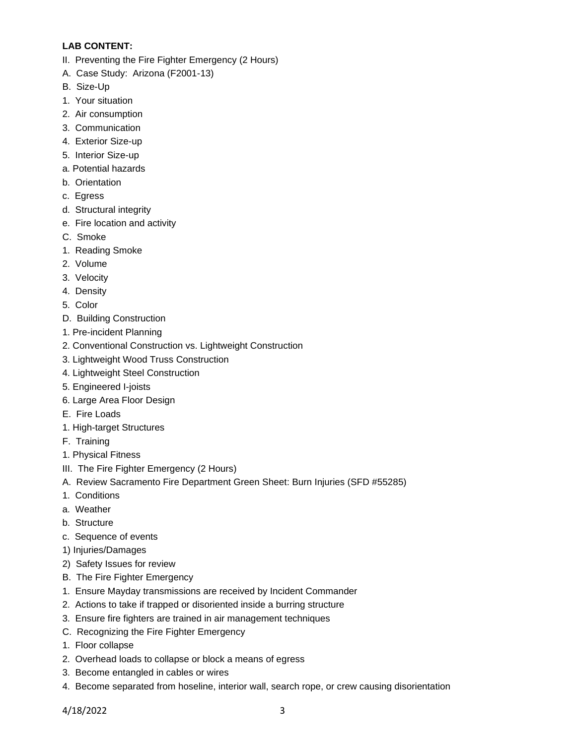**LAB CONTENT:**

II. Preventing the Fire Fighter Emergency (2 Hours)

A. Case Study: Arizona (F2001-13)

B. Size-Up

1. Your situation
2. Air consumption
3. Communication
4. Exterior Size-up
5. Interior Size-up

a. Potential hazards

b. Orientation

c. Egress

d. Structural integrity

e. Fire location and activity

C. Smoke

1. Reading Smoke
2. Volume
3. Velocity
4. Density
5. Color

D. Building Construction

1. Pre-incident Planning
2. Conventional Construction vs. Lightweight Construction
3. Lightweight Wood Truss Construction
4. Lightweight Steel Construction
5. Engineered I-joists
6. Large Area Floor Design

E. Fire Loads

1. High-target Structures

F. Training

1. Physical Fitness

III. The Fire Fighter Emergency (2 Hours)

A. Review Sacramento Fire Department Green Sheet: Burn Injuries (SFD #55285)

1. Conditions

a. Weather

b. Structure

c. Sequence of events

1) Injuries/Damages

2) Safety Issues for review

B. The Fire Fighter Emergency

1. Ensure Mayday transmissions are received by Incident Commander
2. Actions to take if trapped or disoriented inside a burring structure
3. Ensure fire fighters are trained in air management techniques

C. Recognizing the Fire Fighter Emergency

1. Floor collapse
2. Overhead loads to collapse or block a means of egress
3. Become entangled in cables or wires
4. Become separated from hoseline, interior wall, search rope, or crew causing disorientation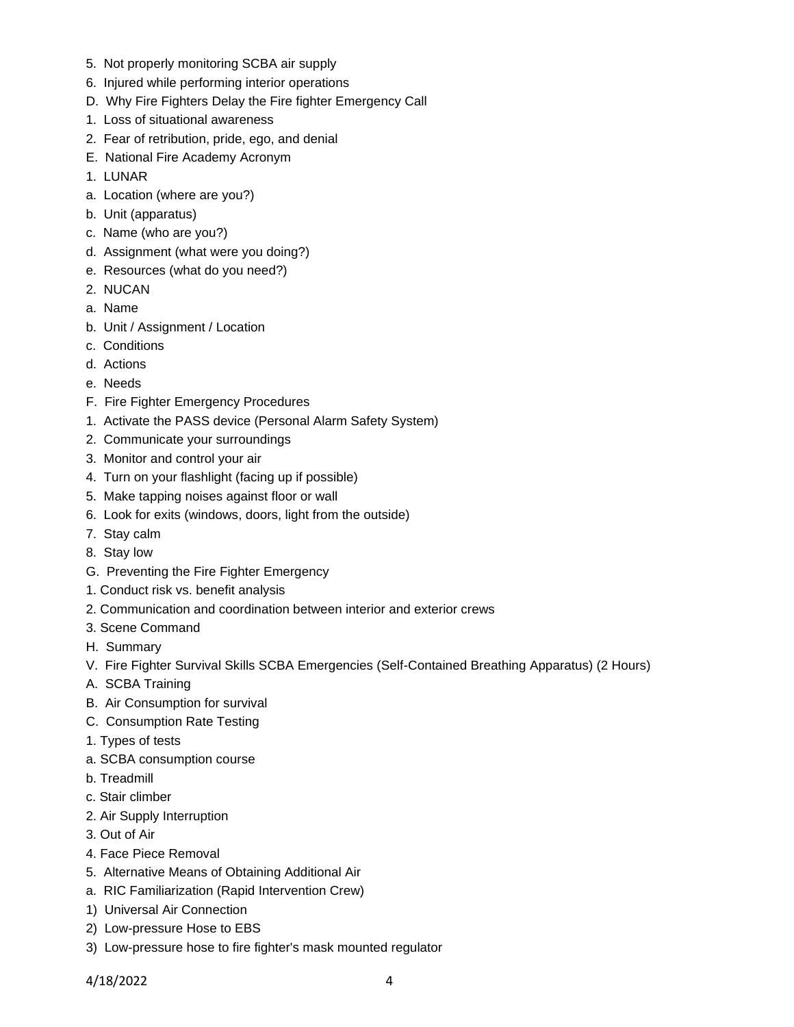5. Not properly monitoring SCBA air supply
6. Injured while performing interior operations

D. Why Fire Fighters Delay the Fire fighter Emergency Call
1. Loss of situational awareness
2. Fear of retribution, pride, ego, and denial

E. National Fire Academy Acronym
1. LUNAR
a. Location (where are you?)
b. Unit (apparatus)
c. Name (who are you?)
d. Assignment (what were you doing?)
e. Resources (what do you need?)
2. NUCAN
a. Name
b. Unit / Assignment / Location
c. Conditions
d. Actions
e. Needs

F. Fire Fighter Emergency Procedures
1. Activate the PASS device (Personal Alarm Safety System)
2. Communicate your surroundings
3. Monitor and control your air
4. Turn on your flashlight (facing up if possible)
5. Make tapping noises against floor or wall
6. Look for exits (windows, doors, light from the outside)
7. Stay calm
8. Stay low

G. Preventing the Fire Fighter Emergency
1. Conduct risk vs. benefit analysis
2. Communication and coordination between interior and exterior crews
3. Scene Command

H. Summary

V. Fire Fighter Survival Skills SCBA Emergencies (Self-Contained Breathing Apparatus) (2 Hours)

A. SCBA Training

B. Air Consumption for survival

C. Consumption Rate Testing
1. Types of tests
a. SCBA consumption course
b. Treadmill
c. Stair climber
2. Air Supply Interruption
3. Out of Air
4. Face Piece Removal
5. Alternative Means of Obtaining Additional Air
a. RIC Familiarization (Rapid Intervention Crew)
1) Universal Air Connection
2) Low-pressure Hose to EBS
3) Low-pressure hose to fire fighter's mask mounted regulator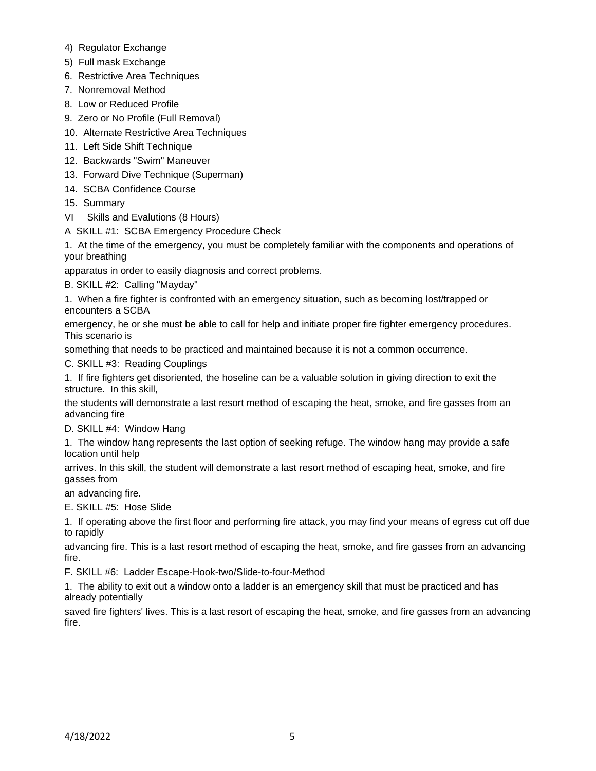4) Regulator Exchange

5) Full mask Exchange

6. Restrictive Area Techniques

7. Nonremoval Method

8. Low or Reduced Profile

9. Zero or No Profile (Full Removal)

10. Alternate Restrictive Area Techniques

11. Left Side Shift Technique

12. Backwards "Swim" Maneuver

13. Forward Dive Technique (Superman)

14. SCBA Confidence Course

15. Summary

VI Skills and Evalutions (8 Hours)

A SKILL #1: SCBA Emergency Procedure Check

1. At the time of the emergency, you must be completely familiar with the components and operations of your breathing apparatus in order to easily diagnosis and correct problems.

B. SKILL #2: Calling "Mayday"

1. When a fire fighter is confronted with an emergency situation, such as becoming lost/trapped or encounters a SCBA emergency, he or she must be able to call for help and initiate proper fire fighter emergency procedures. This scenario is something that needs to be practiced and maintained because it is not a common occurrence.

C. SKILL #3: Reading Couplings

1. If fire fighters get disoriented, the hoseline can be a valuable solution in giving direction to exit the structure. In this skill, the students will demonstrate a last resort method of escaping the heat, smoke, and fire gasses from an advancing fire

D. SKILL #4: Window Hang

1. The window hang represents the last option of seeking refuge. The window hang may provide a safe location until help arrives. In this skill, the student will demonstrate a last resort method of escaping heat, smoke, and fire gasses from an advancing fire.

E. SKILL #5: Hose Slide

1. If operating above the first floor and performing fire attack, you may find your means of egress cut off due to rapidly advancing fire. This is a last resort method of escaping the heat, smoke, and fire gasses from an advancing fire.

F. SKILL #6: Ladder Escape-Hook-two/Slide-to-four-Method

1. The ability to exit out a window onto a ladder is an emergency skill that must be practiced and has already potentially saved fire fighters' lives. This is a last resort of escaping the heat, smoke, and fire gasses from an advancing fire.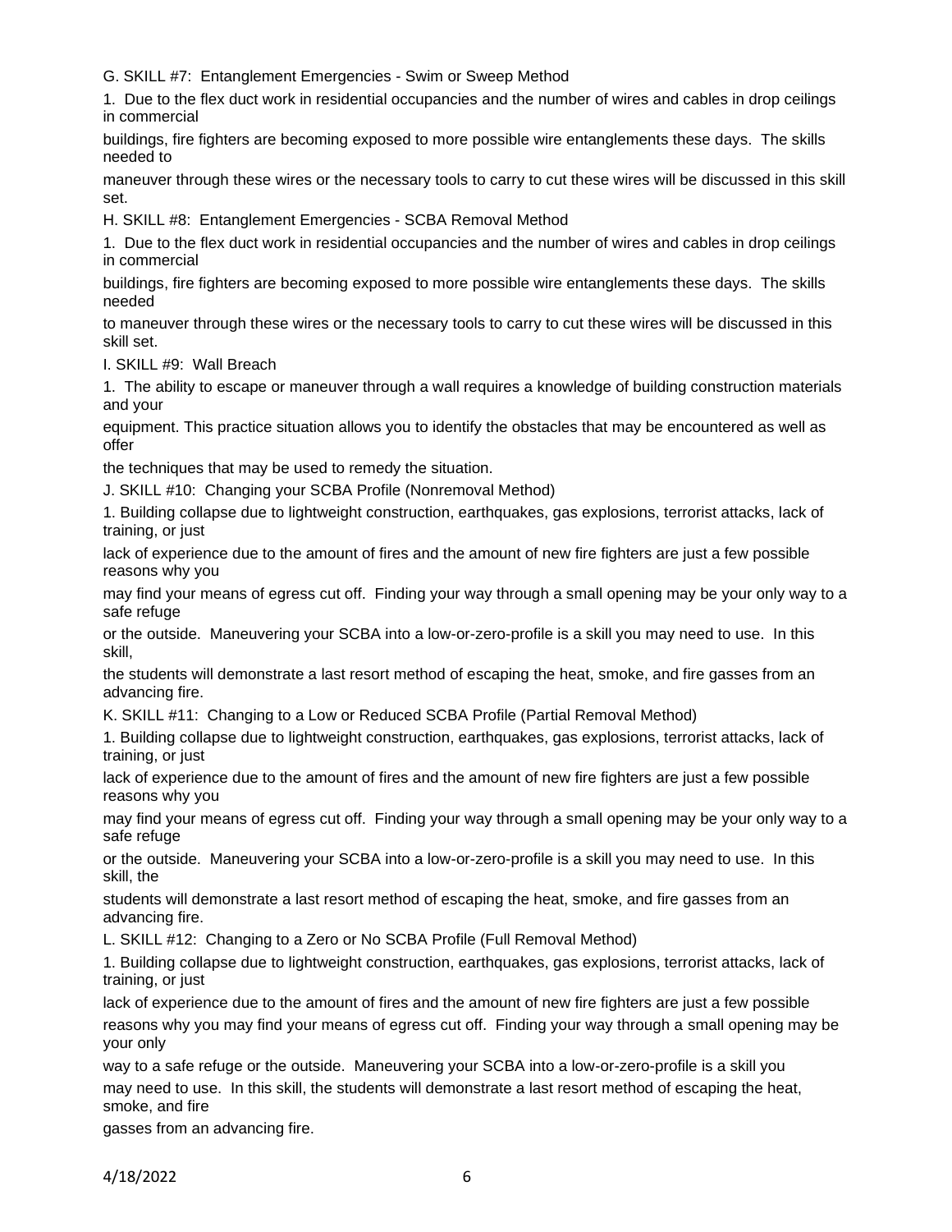G. SKILL #7: Entanglement Emergencies - Swim or Sweep Method

1. Due to the flex duct work in residential occupancies and the number of wires and cables in drop ceilings in commercial buildings, fire fighters are becoming exposed to more possible wire entanglements these days. The skills needed to maneuver through these wires or the necessary tools to carry to cut these wires will be discussed in this skill set.

H. SKILL #8: Entanglement Emergencies - SCBA Removal Method

1. Due to the flex duct work in residential occupancies and the number of wires and cables in drop ceilings in commercial buildings, fire fighters are becoming exposed to more possible wire entanglements these days. The skills needed to maneuver through these wires or the necessary tools to carry to cut these wires will be discussed in this skill set.

I. SKILL #9: Wall Breach

1. The ability to escape or maneuver through a wall requires a knowledge of building construction materials and your equipment. This practice situation allows you to identify the obstacles that may be encountered as well as offer the techniques that may be used to remedy the situation.

J. SKILL #10: Changing your SCBA Profile (Nonremoval Method)

1. Building collapse due to lightweight construction, earthquakes, gas explosions, terrorist attacks, lack of training, or just lack of experience due to the amount of fires and the amount of new fire fighters are just a few possible reasons why you may find your means of egress cut off. Finding your way through a small opening may be your only way to a safe refuge or the outside. Maneuvering your SCBA into a low-or-zero-profile is a skill you may need to use. In this skill, the students will demonstrate a last resort method of escaping the heat, smoke, and fire gasses from an advancing fire.

K. SKILL #11: Changing to a Low or Reduced SCBA Profile (Partial Removal Method)

1. Building collapse due to lightweight construction, earthquakes, gas explosions, terrorist attacks, lack of training, or just lack of experience due to the amount of fires and the amount of new fire fighters are just a few possible reasons why you may find your means of egress cut off. Finding your way through a small opening may be your only way to a safe refuge or the outside. Maneuvering your SCBA into a low-or-zero-profile is a skill you may need to use. In this skill, the students will demonstrate a last resort method of escaping the heat, smoke, and fire gasses from an advancing fire.

L. SKILL #12: Changing to a Zero or No SCBA Profile (Full Removal Method)

1. Building collapse due to lightweight construction, earthquakes, gas explosions, terrorist attacks, lack of training, or just lack of experience due to the amount of fires and the amount of new fire fighters are just a few possible reasons why you may find your means of egress cut off. Finding your way through a small opening may be your only way to a safe refuge or the outside. Maneuvering your SCBA into a low-or-zero-profile is a skill you may need to use. In this skill, the students will demonstrate a last resort method of escaping the heat, smoke, and fire gasses from an advancing fire.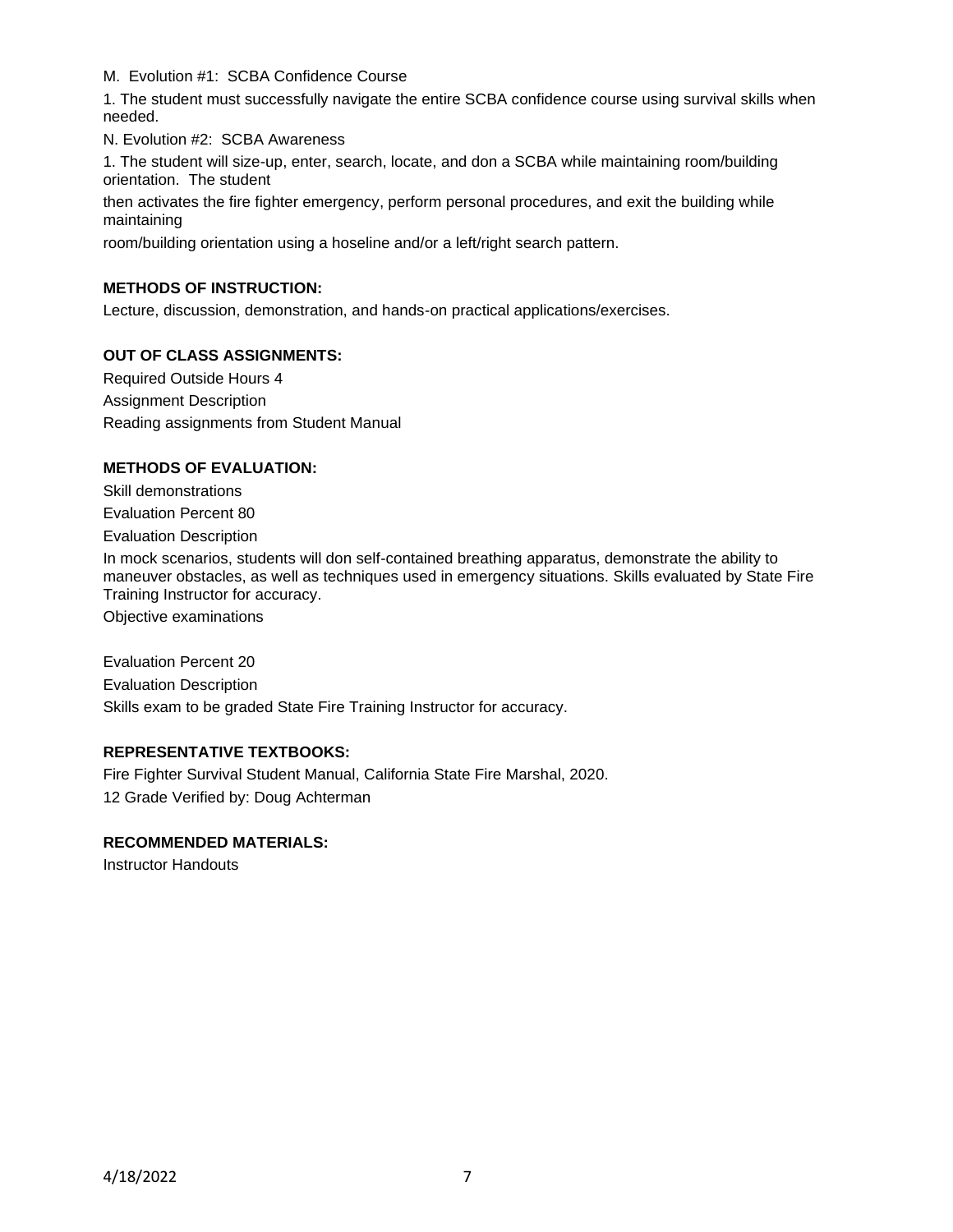M. Evolution #1: SCBA Confidence Course

1. The student must successfully navigate the entire SCBA confidence course using survival skills when needed.

N. Evolution #2: SCBA Awareness

1. The student will size-up, enter, search, locate, and don a SCBA while maintaining room/building orientation. The student

then activates the fire fighter emergency, perform personal procedures, and exit the building while maintaining

room/building orientation using a hoseline and/or a left/right search pattern.

**METHODS OF INSTRUCTION:**

Lecture, discussion, demonstration, and hands-on practical applications/exercises.

**OUT OF CLASS ASSIGNMENTS:**

Required Outside Hours 4

Assignment Description

Reading assignments from Student Manual

**METHODS OF EVALUATION:**

Skill demonstrations

Evaluation Percent 80

Evaluation Description

In mock scenarios, students will don self-contained breathing apparatus, demonstrate the ability to maneuver obstacles, as well as techniques used in emergency situations. Skills evaluated by State Fire Training Instructor for accuracy.

Objective examinations

Evaluation Percent 20

Evaluation Description

Skills exam to be graded State Fire Training Instructor for accuracy.

**REPRESENTATIVE TEXTBOOKS:**

Fire Fighter Survival Student Manual, California State Fire Marshal, 2020.

12 Grade Verified by: Doug Achterman

**RECOMMENDED MATERIALS:**

Instructor Handouts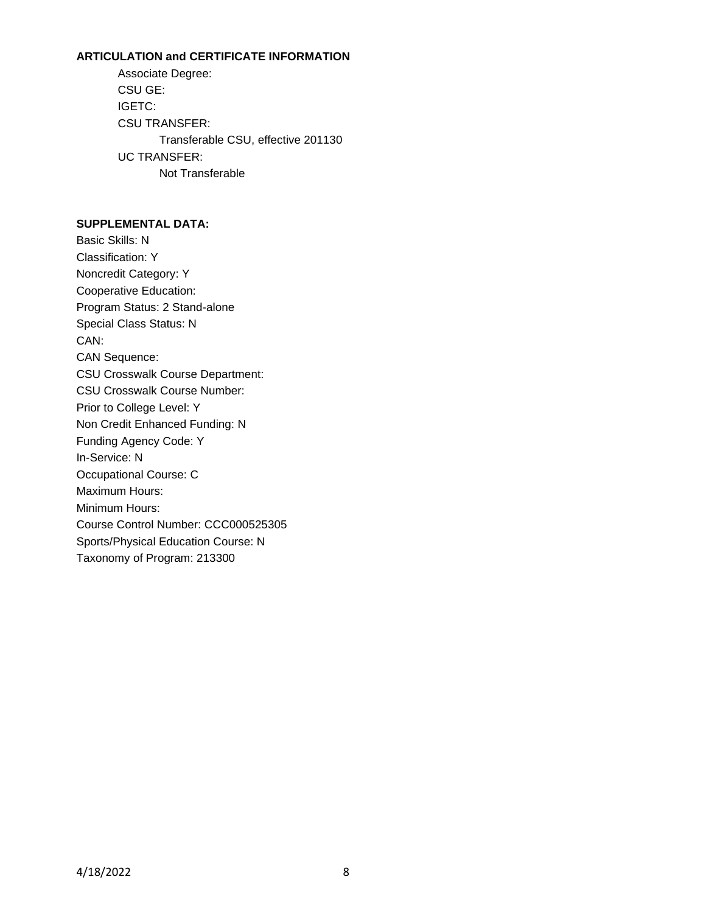**ARTICULATION and CERTIFICATE INFORMATION**

Associate Degree:
CSU GE:
IGETC:
CSU TRANSFER:
Transferable CSU, effective 201130
UC TRANSFER:
Not Transferable

**SUPPLEMENTAL DATA:**

Basic Skills: N
Classification: Y
Noncredit Category: Y
Cooperative Education:
Program Status: 2 Stand-alone
Special Class Status: N
CAN:
CAN Sequence:
CSU Crosswalk Course Department:
CSU Crosswalk Course Number:
Prior to College Level: Y
Non Credit Enhanced Funding: N
Funding Agency Code: Y
In-Service: N
Occupational Course: C
Maximum Hours:
Minimum Hours:
Course Control Number: CCC000525305
Sports/Physical Education Course: N
Taxonomy of Program: 213300